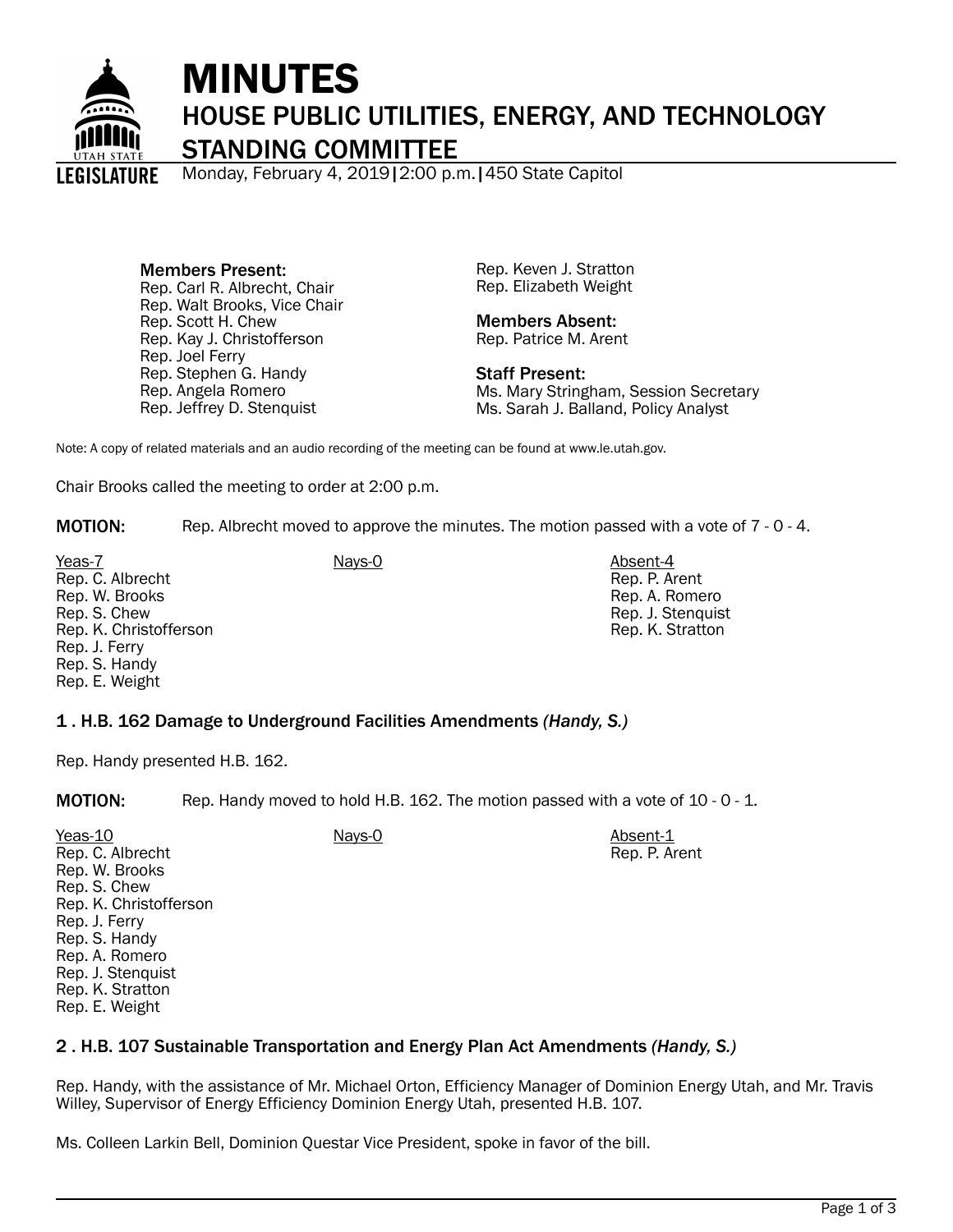# MINUTES

## HOUSE PUBLIC UTILITIES, ENERGY, AND TECHNOLOGY STANDING COMMITTEE

Monday, February 4, 2019 | 2:00 p.m. | 450 State Capitol

**Members Present:**
Rep. Carl R. Albrecht, Chair
Rep. Walt Brooks, Vice Chair
Rep. Scott H. Chew
Rep. Kay J. Christofferson
Rep. Joel Ferry
Rep. Stephen G. Handy
Rep. Angela Romero
Rep. Jeffrey D. Stenquist
Rep. Keven J. Stratton
Rep. Elizabeth Weight

**Members Absent:**
Rep. Patrice M. Arent

**Staff Present:**
Ms. Mary Stringham, Session Secretary
Ms. Sarah J. Balland, Policy Analyst

Note: A copy of related materials and an audio recording of the meeting can be found at www.le.utah.gov.

Chair Brooks called the meeting to order at 2:00 p.m.

**MOTION:** Rep. Albrecht moved to approve the minutes. The motion passed with a vote of 7 - 0 - 4.

| Yeas-7 | Nays-0 | Absent-4 |
|---|---|---|
| Rep. C. Albrecht | | Rep. P. Arent |
| Rep. W. Brooks | | Rep. A. Romero |
| Rep. S. Chew | | Rep. J. Stenquist |
| Rep. K. Christofferson | | Rep. K. Stratton |
| Rep. J. Ferry | | |
| Rep. S. Handy | | |
| Rep. E. Weight | | |

### 1 . H.B. 162 Damage to Underground Facilities Amendments *(Handy, S.)*

Rep. Handy presented H.B. 162.

**MOTION:** Rep. Handy moved to hold H.B. 162. The motion passed with a vote of 10 - 0 - 1.

| Yeas-10 | Nays-0 | Absent-1 |
|---|---|---|
| Rep. C. Albrecht | | Rep. P. Arent |
| Rep. W. Brooks | | |
| Rep. S. Chew | | |
| Rep. K. Christofferson | | |
| Rep. J. Ferry | | |
| Rep. S. Handy | | |
| Rep. A. Romero | | |
| Rep. J. Stenquist | | |
| Rep. K. Stratton | | |
| Rep. E. Weight | | |

### 2 . H.B. 107 Sustainable Transportation and Energy Plan Act Amendments *(Handy, S.)*

Rep. Handy, with the assistance of Mr. Michael Orton, Efficiency Manager of Dominion Energy Utah, and Mr. Travis Willey, Supervisor of Energy Efficiency Dominion Energy Utah, presented H.B. 107.

Ms. Colleen Larkin Bell, Dominion Questar Vice President, spoke in favor of the bill.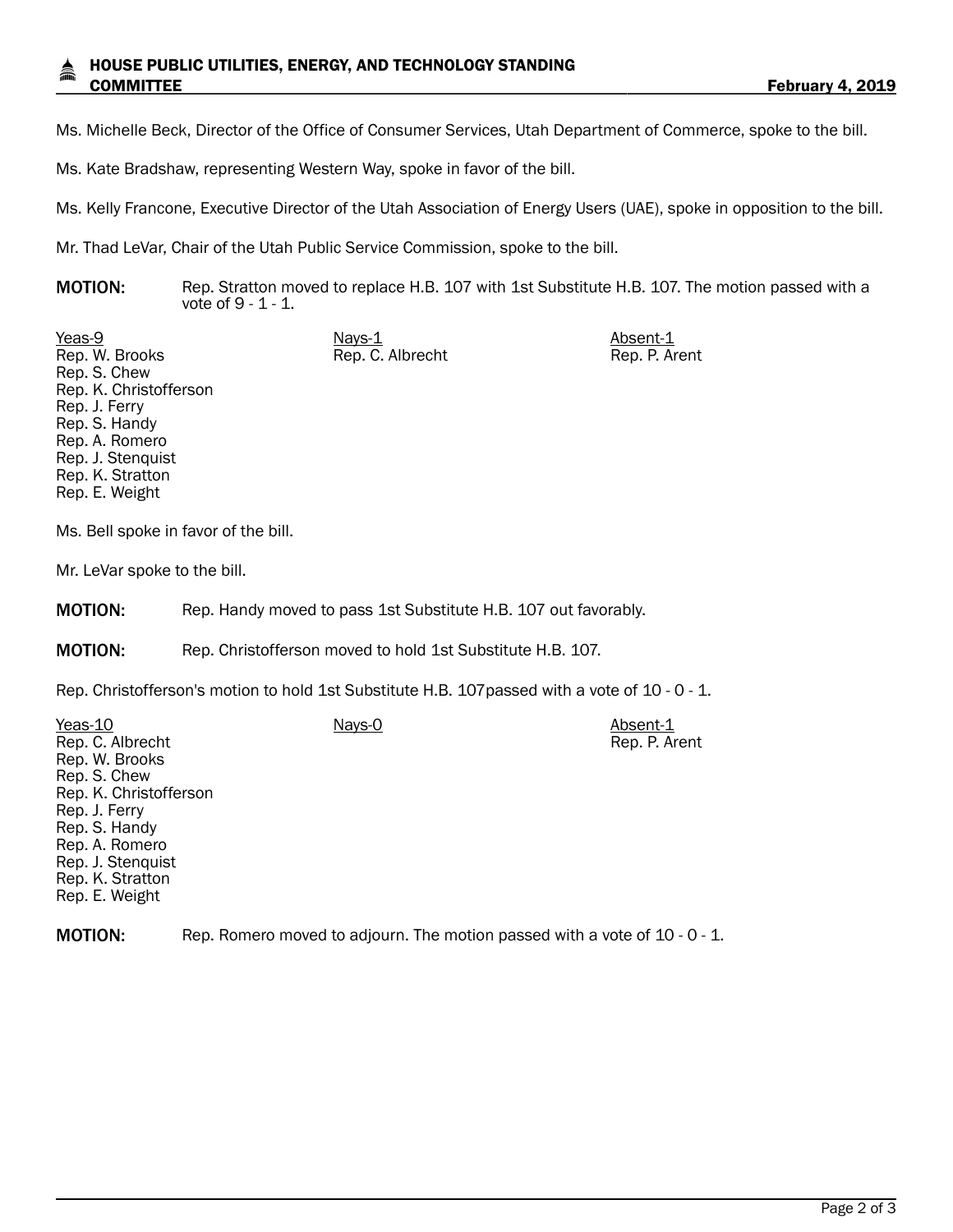Ms. Michelle Beck, Director of the Office of Consumer Services, Utah Department of Commerce, spoke to the bill.

Ms. Kate Bradshaw, representing Western Way, spoke in favor of the bill.

Ms. Kelly Francone, Executive Director of the Utah Association of Energy Users (UAE), spoke in opposition to the bill.

Mr. Thad LeVar, Chair of the Utah Public Service Commission, spoke to the bill.

**MOTION:** Rep. Stratton moved to replace H.B. 107 with 1st Substitute H.B. 107. The motion passed with a vote of 9 - 1 - 1.

| Yeas-9 | Nays-1 | Absent-1 |
|---|---|---|
| Rep. W. Brooks | Rep. C. Albrecht | Rep. P. Arent |
| Rep. S. Chew | | |
| Rep. K. Christofferson | | |
| Rep. J. Ferry | | |
| Rep. S. Handy | | |
| Rep. A. Romero | | |
| Rep. J. Stenquist | | |
| Rep. K. Stratton | | |
| Rep. E. Weight | | |

Ms. Bell spoke in favor of the bill.

Mr. LeVar spoke to the bill.

**MOTION:** Rep. Handy moved to pass 1st Substitute H.B. 107 out favorably.

**MOTION:** Rep. Christofferson moved to hold 1st Substitute H.B. 107.

Rep. Christofferson's motion to hold 1st Substitute H.B. 107passed with a vote of 10 - 0 - 1.

| Yeas-10 | Nays-0 | Absent-1 |
|---|---|---|
| Rep. C. Albrecht | | Rep. P. Arent |
| Rep. W. Brooks | | |
| Rep. S. Chew | | |
| Rep. K. Christofferson | | |
| Rep. J. Ferry | | |
| Rep. S. Handy | | |
| Rep. A. Romero | | |
| Rep. J. Stenquist | | |
| Rep. K. Stratton | | |
| Rep. E. Weight | | |

**MOTION:** Rep. Romero moved to adjourn. The motion passed with a vote of 10 - 0 - 1.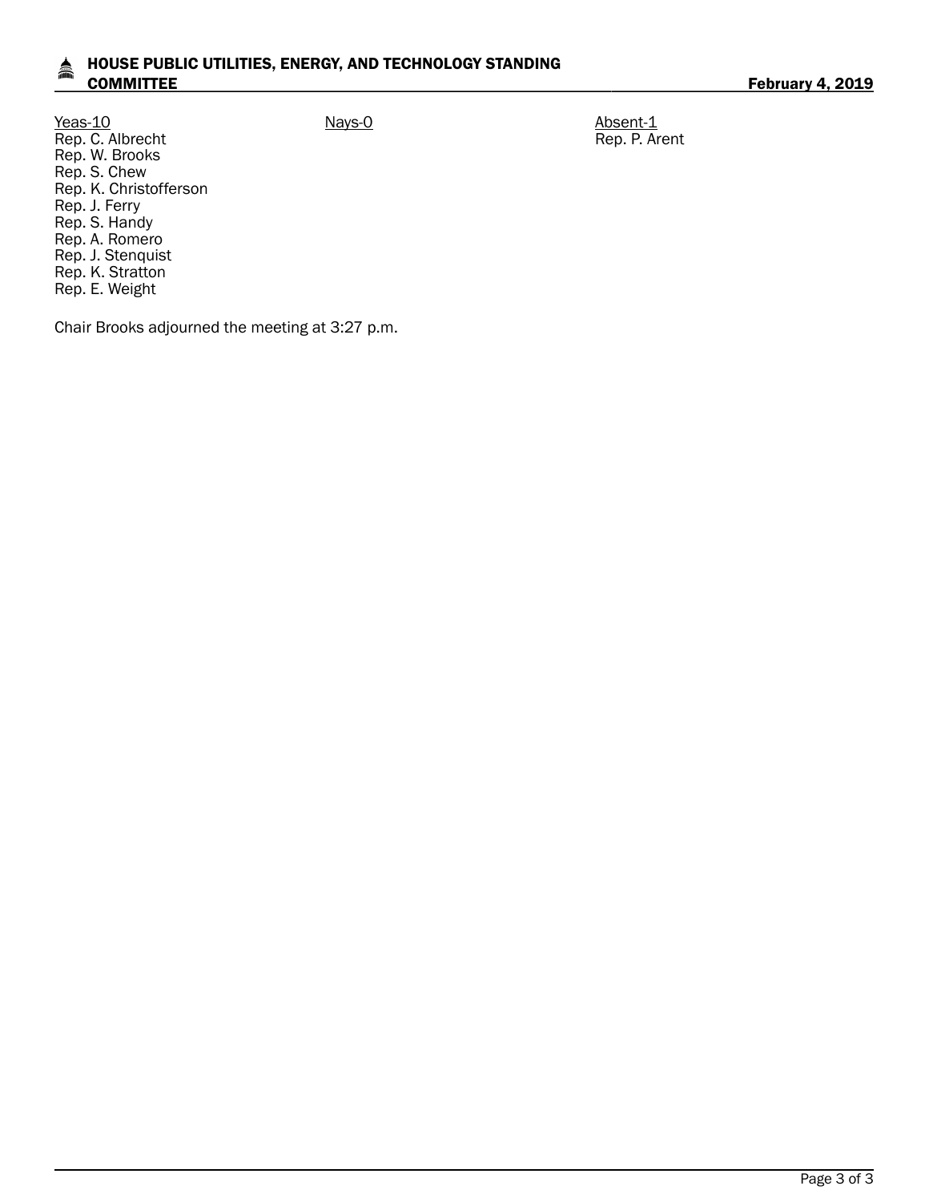| Yeas-10 | Nays-0 | Absent-1 |
| --- | --- | --- |
| Rep. C. Albrecht | | Rep. P. Arent |
| Rep. W. Brooks | | |
| Rep. S. Chew | | |
| Rep. K. Christofferson | | |
| Rep. J. Ferry | | |
| Rep. S. Handy | | |
| Rep. A. Romero | | |
| Rep. J. Stenquist | | |
| Rep. K. Stratton | | |
| Rep. E. Weight | | |

Chair Brooks adjourned the meeting at 3:27 p.m.